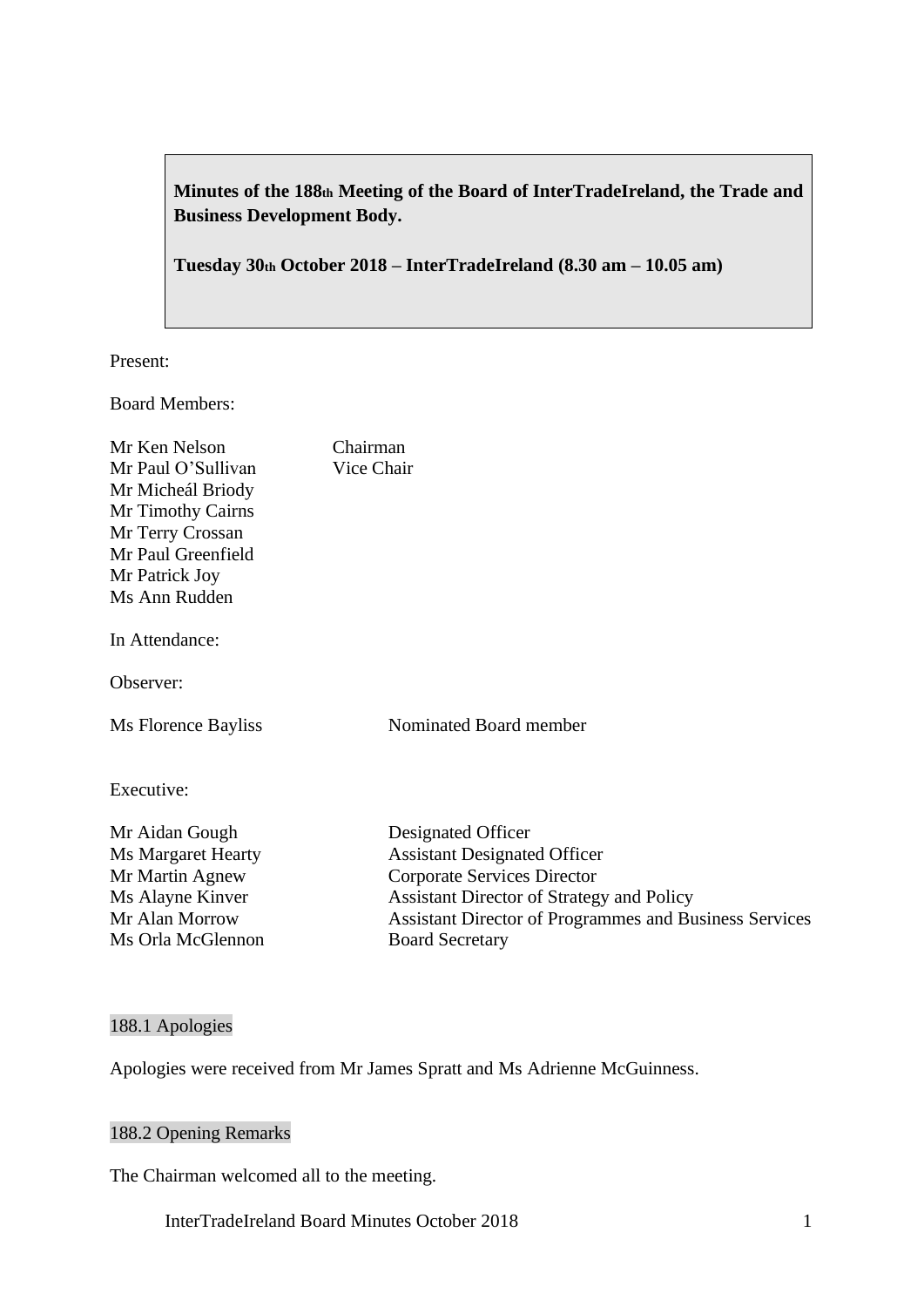**Minutes of the 188th Meeting of the Board of InterTradeIreland, the Trade and Business Development Body.**

**Tuesday 30th October 2018 – InterTradeIreland (8.30 am – 10.05 am)**

Present:

Board Members:

| | |
|---|---|
| Mr Ken Nelson | Chairman |
| Mr Paul O'Sullivan | Vice Chair |
| Mr Micheál Briody | |
| Mr Timothy Cairns | |
| Mr Terry Crossan | |
| Mr Paul Greenfield | |
| Mr Patrick Joy | |
| Ms Ann Rudden | |

In Attendance:

Observer:

| | |
|---|---|
| Ms Florence Bayliss | Nominated Board member |

Executive:

| | |
|---|---|
| Mr Aidan Gough | Designated Officer |
| Ms Margaret Hearty | Assistant Designated Officer |
| Mr Martin Agnew | Corporate Services Director |
| Ms Alayne Kinver | Assistant Director of Strategy and Policy |
| Mr Alan Morrow | Assistant Director of Programmes and Business Services |
| Ms Orla McGlennon | Board Secretary |

## 188.1 Apologies

Apologies were received from Mr James Spratt and Ms Adrienne McGuinness.

## 188.2 Opening Remarks

The Chairman welcomed all to the meeting.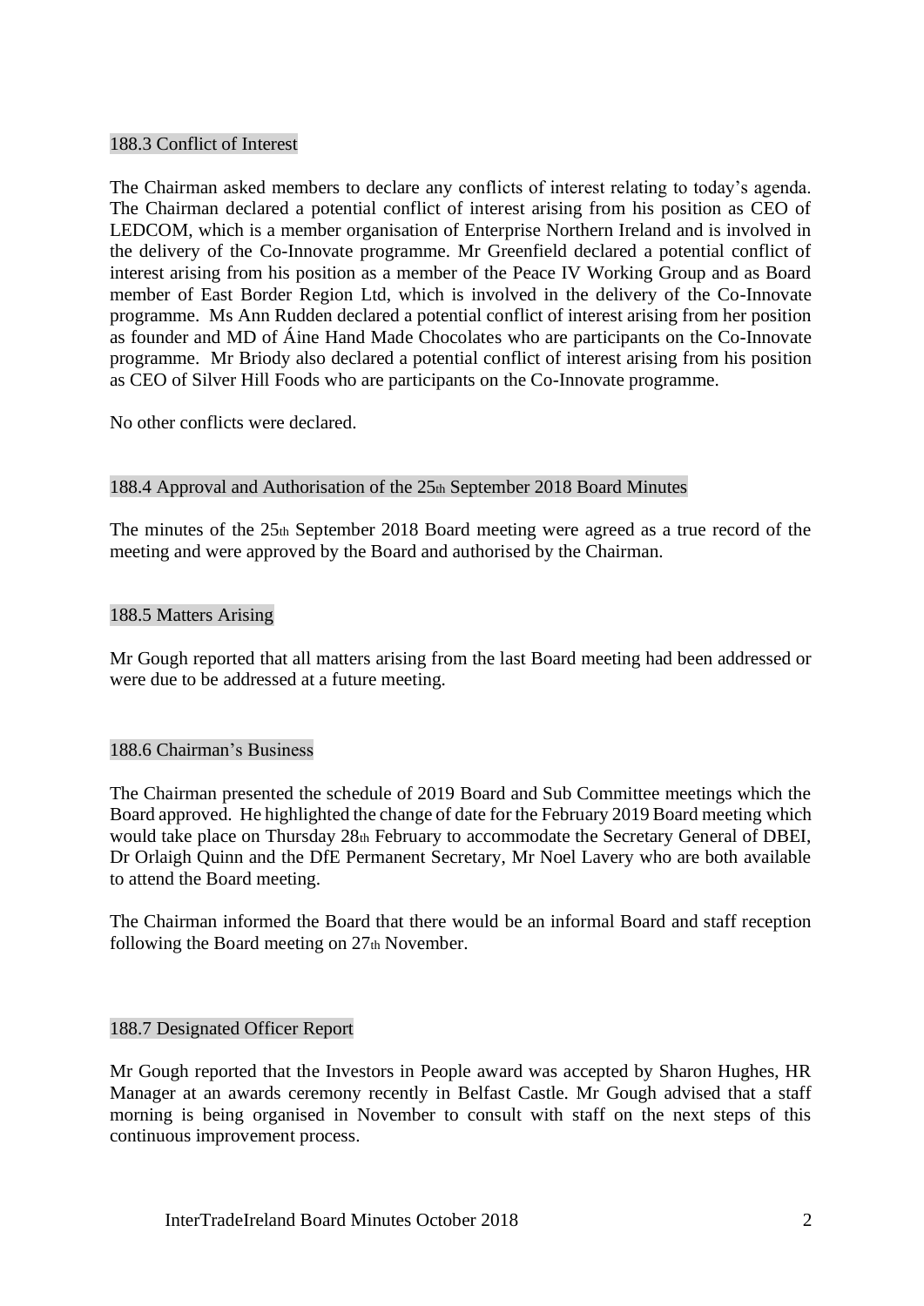## 188.3 Conflict of Interest

The Chairman asked members to declare any conflicts of interest relating to today's agenda. The Chairman declared a potential conflict of interest arising from his position as CEO of LEDCOM, which is a member organisation of Enterprise Northern Ireland and is involved in the delivery of the Co-Innovate programme. Mr Greenfield declared a potential conflict of interest arising from his position as a member of the Peace IV Working Group and as Board member of East Border Region Ltd, which is involved in the delivery of the Co-Innovate programme. Ms Ann Rudden declared a potential conflict of interest arising from her position as founder and MD of Áine Hand Made Chocolates who are participants on the Co-Innovate programme. Mr Briody also declared a potential conflict of interest arising from his position as CEO of Silver Hill Foods who are participants on the Co-Innovate programme.

No other conflicts were declared.

## 188.4 Approval and Authorisation of the 25th September 2018 Board Minutes

The minutes of the 25th September 2018 Board meeting were agreed as a true record of the meeting and were approved by the Board and authorised by the Chairman.

## 188.5 Matters Arising

Mr Gough reported that all matters arising from the last Board meeting had been addressed or were due to be addressed at a future meeting.

## 188.6 Chairman's Business

The Chairman presented the schedule of 2019 Board and Sub Committee meetings which the Board approved. He highlighted the change of date for the February 2019 Board meeting which would take place on Thursday 28th February to accommodate the Secretary General of DBEI, Dr Orlaigh Quinn and the DfE Permanent Secretary, Mr Noel Lavery who are both available to attend the Board meeting.

The Chairman informed the Board that there would be an informal Board and staff reception following the Board meeting on 27th November.

## 188.7 Designated Officer Report

Mr Gough reported that the Investors in People award was accepted by Sharon Hughes, HR Manager at an awards ceremony recently in Belfast Castle. Mr Gough advised that a staff morning is being organised in November to consult with staff on the next steps of this continuous improvement process.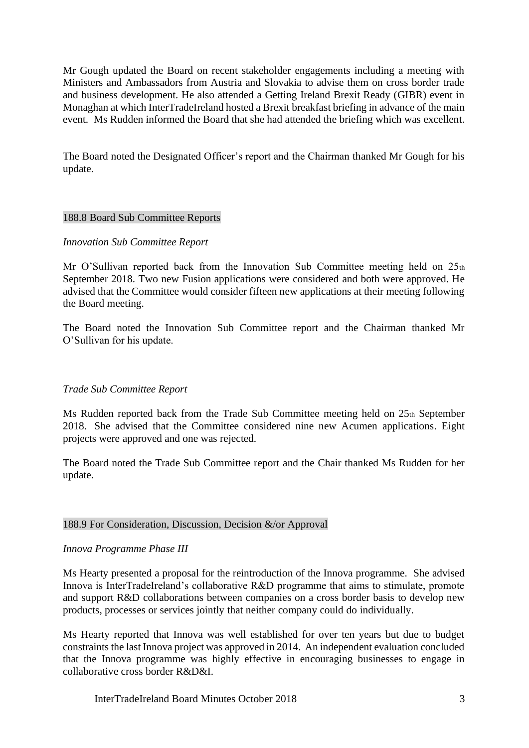Mr Gough updated the Board on recent stakeholder engagements including a meeting with Ministers and Ambassadors from Austria and Slovakia to advise them on cross border trade and business development. He also attended a Getting Ireland Brexit Ready (GIBR) event in Monaghan at which InterTradeIreland hosted a Brexit breakfast briefing in advance of the main event. Ms Rudden informed the Board that she had attended the briefing which was excellent.

The Board noted the Designated Officer's report and the Chairman thanked Mr Gough for his update.

## 188.8 Board Sub Committee Reports

*Innovation Sub Committee Report*

Mr O'Sullivan reported back from the Innovation Sub Committee meeting held on 25th September 2018. Two new Fusion applications were considered and both were approved. He advised that the Committee would consider fifteen new applications at their meeting following the Board meeting.

The Board noted the Innovation Sub Committee report and the Chairman thanked Mr O'Sullivan for his update.

*Trade Sub Committee Report*

Ms Rudden reported back from the Trade Sub Committee meeting held on 25th September 2018. She advised that the Committee considered nine new Acumen applications. Eight projects were approved and one was rejected.

The Board noted the Trade Sub Committee report and the Chair thanked Ms Rudden for her update.

## 188.9 For Consideration, Discussion, Decision &/or Approval

*Innova Programme Phase III*

Ms Hearty presented a proposal for the reintroduction of the Innova programme. She advised Innova is InterTradeIreland's collaborative R&D programme that aims to stimulate, promote and support R&D collaborations between companies on a cross border basis to develop new products, processes or services jointly that neither company could do individually.

Ms Hearty reported that Innova was well established for over ten years but due to budget constraints the last Innova project was approved in 2014. An independent evaluation concluded that the Innova programme was highly effective in encouraging businesses to engage in collaborative cross border R&D&I.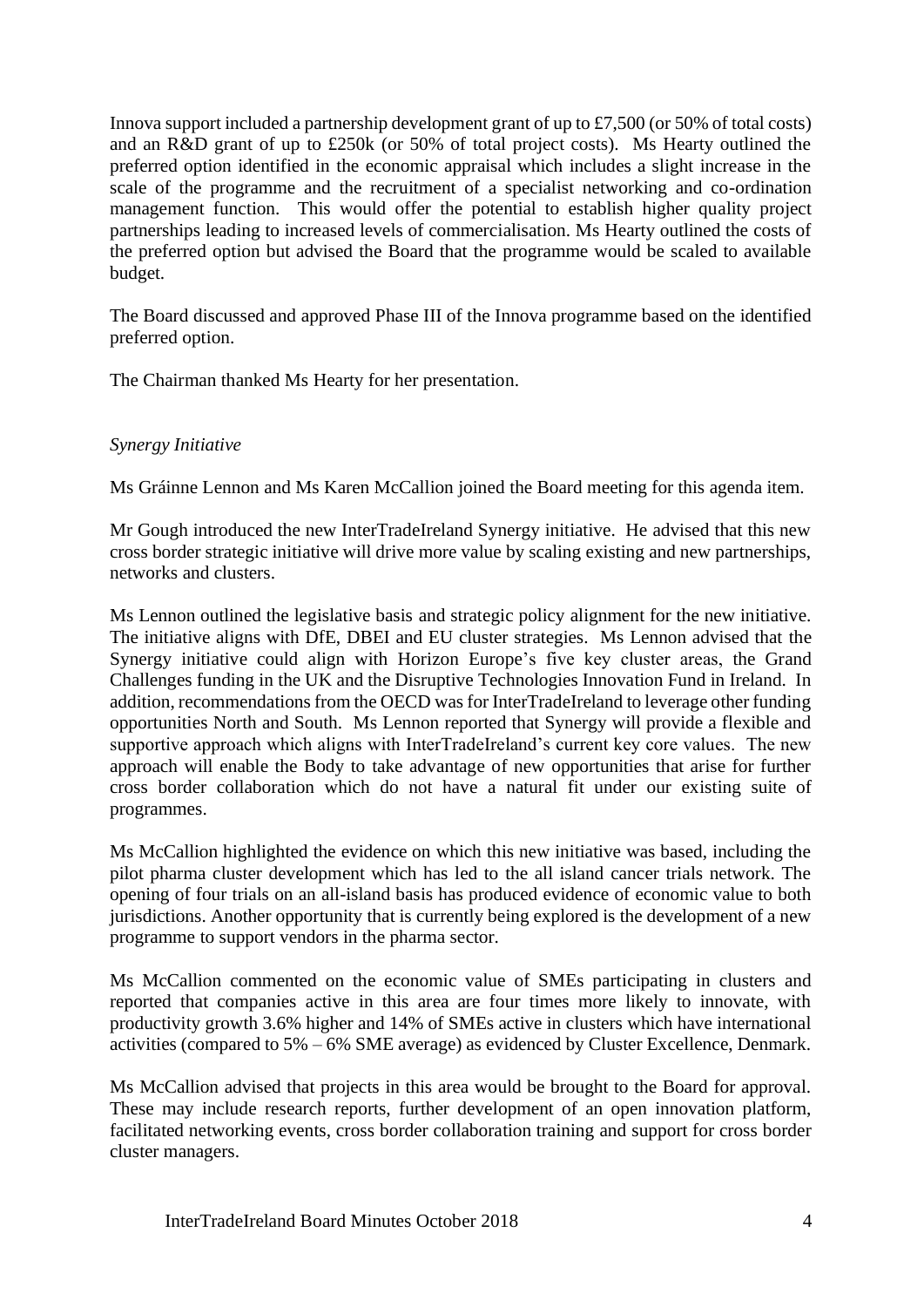Innova support included a partnership development grant of up to £7,500 (or 50% of total costs) and an R&D grant of up to £250k (or 50% of total project costs). Ms Hearty outlined the preferred option identified in the economic appraisal which includes a slight increase in the scale of the programme and the recruitment of a specialist networking and co-ordination management function. This would offer the potential to establish higher quality project partnerships leading to increased levels of commercialisation. Ms Hearty outlined the costs of the preferred option but advised the Board that the programme would be scaled to available budget.

The Board discussed and approved Phase III of the Innova programme based on the identified preferred option.

The Chairman thanked Ms Hearty for her presentation.

*Synergy Initiative*

Ms Gráinne Lennon and Ms Karen McCallion joined the Board meeting for this agenda item.

Mr Gough introduced the new InterTradeIreland Synergy initiative. He advised that this new cross border strategic initiative will drive more value by scaling existing and new partnerships, networks and clusters.

Ms Lennon outlined the legislative basis and strategic policy alignment for the new initiative. The initiative aligns with DfE, DBEI and EU cluster strategies. Ms Lennon advised that the Synergy initiative could align with Horizon Europe's five key cluster areas, the Grand Challenges funding in the UK and the Disruptive Technologies Innovation Fund in Ireland. In addition, recommendations from the OECD was for InterTradeIreland to leverage other funding opportunities North and South. Ms Lennon reported that Synergy will provide a flexible and supportive approach which aligns with InterTradeIreland's current key core values. The new approach will enable the Body to take advantage of new opportunities that arise for further cross border collaboration which do not have a natural fit under our existing suite of programmes.

Ms McCallion highlighted the evidence on which this new initiative was based, including the pilot pharma cluster development which has led to the all island cancer trials network. The opening of four trials on an all-island basis has produced evidence of economic value to both jurisdictions. Another opportunity that is currently being explored is the development of a new programme to support vendors in the pharma sector.

Ms McCallion commented on the economic value of SMEs participating in clusters and reported that companies active in this area are four times more likely to innovate, with productivity growth 3.6% higher and 14% of SMEs active in clusters which have international activities (compared to 5% – 6% SME average) as evidenced by Cluster Excellence, Denmark.

Ms McCallion advised that projects in this area would be brought to the Board for approval. These may include research reports, further development of an open innovation platform, facilitated networking events, cross border collaboration training and support for cross border cluster managers.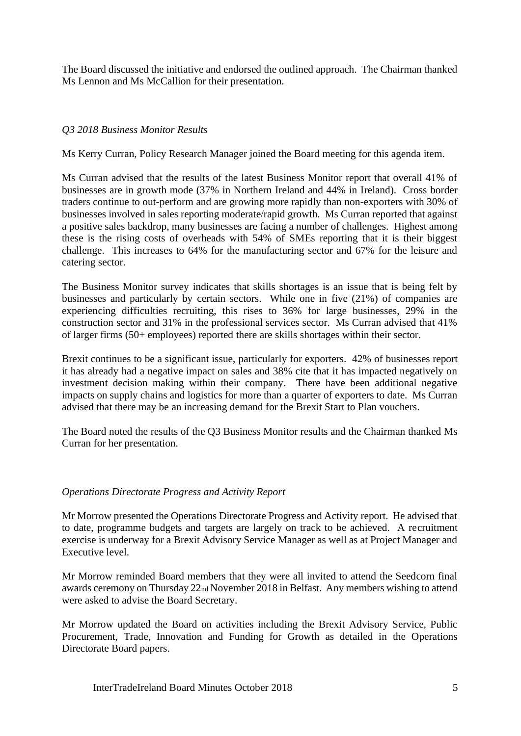The Board discussed the initiative and endorsed the outlined approach. The Chairman thanked Ms Lennon and Ms McCallion for their presentation.

*Q3 2018 Business Monitor Results*

Ms Kerry Curran, Policy Research Manager joined the Board meeting for this agenda item.

Ms Curran advised that the results of the latest Business Monitor report that overall 41% of businesses are in growth mode (37% in Northern Ireland and 44% in Ireland). Cross border traders continue to out-perform and are growing more rapidly than non-exporters with 30% of businesses involved in sales reporting moderate/rapid growth. Ms Curran reported that against a positive sales backdrop, many businesses are facing a number of challenges. Highest among these is the rising costs of overheads with 54% of SMEs reporting that it is their biggest challenge. This increases to 64% for the manufacturing sector and 67% for the leisure and catering sector.

The Business Monitor survey indicates that skills shortages is an issue that is being felt by businesses and particularly by certain sectors. While one in five (21%) of companies are experiencing difficulties recruiting, this rises to 36% for large businesses, 29% in the construction sector and 31% in the professional services sector. Ms Curran advised that 41% of larger firms (50+ employees) reported there are skills shortages within their sector.

Brexit continues to be a significant issue, particularly for exporters. 42% of businesses report it has already had a negative impact on sales and 38% cite that it has impacted negatively on investment decision making within their company. There have been additional negative impacts on supply chains and logistics for more than a quarter of exporters to date. Ms Curran advised that there may be an increasing demand for the Brexit Start to Plan vouchers.

The Board noted the results of the Q3 Business Monitor results and the Chairman thanked Ms Curran for her presentation.

*Operations Directorate Progress and Activity Report*

Mr Morrow presented the Operations Directorate Progress and Activity report. He advised that to date, programme budgets and targets are largely on track to be achieved. A recruitment exercise is underway for a Brexit Advisory Service Manager as well as at Project Manager and Executive level.

Mr Morrow reminded Board members that they were all invited to attend the Seedcorn final awards ceremony on Thursday 22nd November 2018 in Belfast. Any members wishing to attend were asked to advise the Board Secretary.

Mr Morrow updated the Board on activities including the Brexit Advisory Service, Public Procurement, Trade, Innovation and Funding for Growth as detailed in the Operations Directorate Board papers.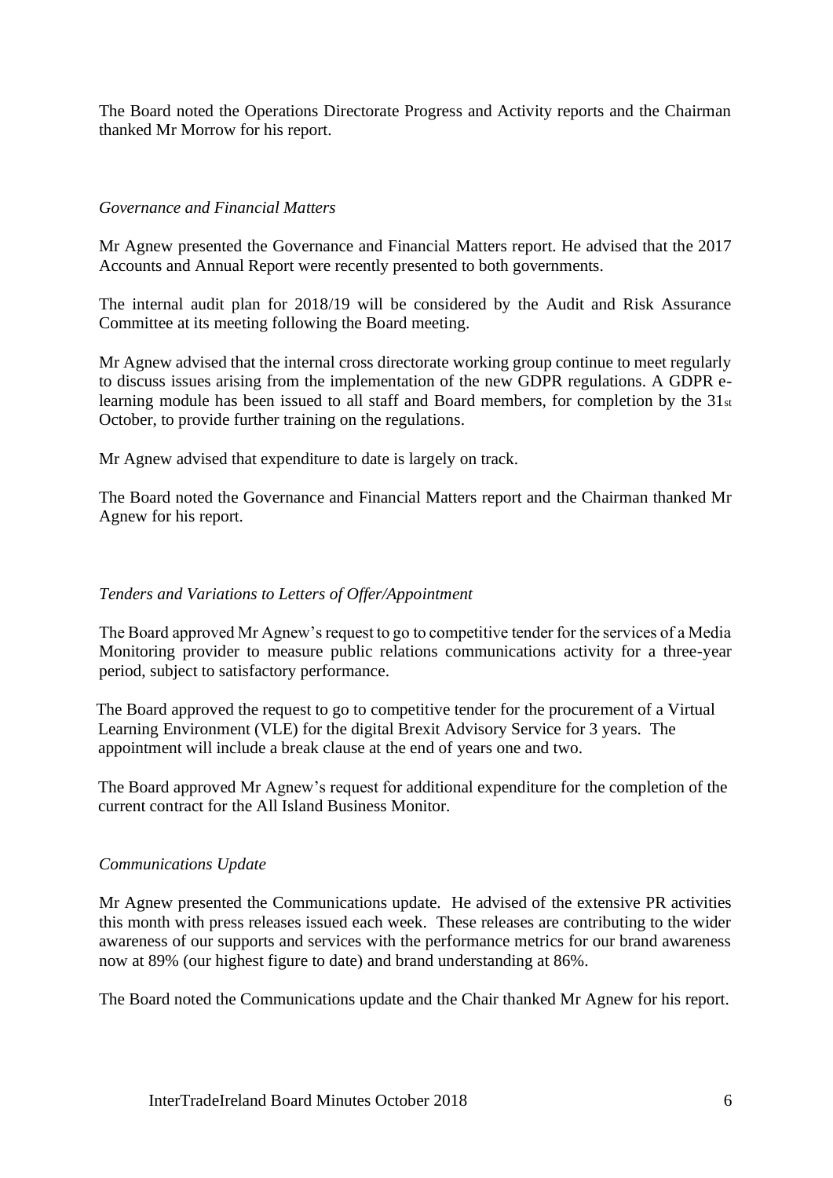The Board noted the Operations Directorate Progress and Activity reports and the Chairman thanked Mr Morrow for his report.

*Governance and Financial Matters*

Mr Agnew presented the Governance and Financial Matters report. He advised that the 2017 Accounts and Annual Report were recently presented to both governments.

The internal audit plan for 2018/19 will be considered by the Audit and Risk Assurance Committee at its meeting following the Board meeting.

Mr Agnew advised that the internal cross directorate working group continue to meet regularly to discuss issues arising from the implementation of the new GDPR regulations. A GDPR e-learning module has been issued to all staff and Board members, for completion by the 31st October, to provide further training on the regulations.

Mr Agnew advised that expenditure to date is largely on track.

The Board noted the Governance and Financial Matters report and the Chairman thanked Mr Agnew for his report.

*Tenders and Variations to Letters of Offer/Appointment*

The Board approved Mr Agnew's request to go to competitive tender for the services of a Media Monitoring provider to measure public relations communications activity for a three-year period, subject to satisfactory performance.

The Board approved the request to go to competitive tender for the procurement of a Virtual Learning Environment (VLE) for the digital Brexit Advisory Service for 3 years. The appointment will include a break clause at the end of years one and two.

The Board approved Mr Agnew's request for additional expenditure for the completion of the current contract for the All Island Business Monitor.

*Communications Update*

Mr Agnew presented the Communications update. He advised of the extensive PR activities this month with press releases issued each week. These releases are contributing to the wider awareness of our supports and services with the performance metrics for our brand awareness now at 89% (our highest figure to date) and brand understanding at 86%.

The Board noted the Communications update and the Chair thanked Mr Agnew for his report.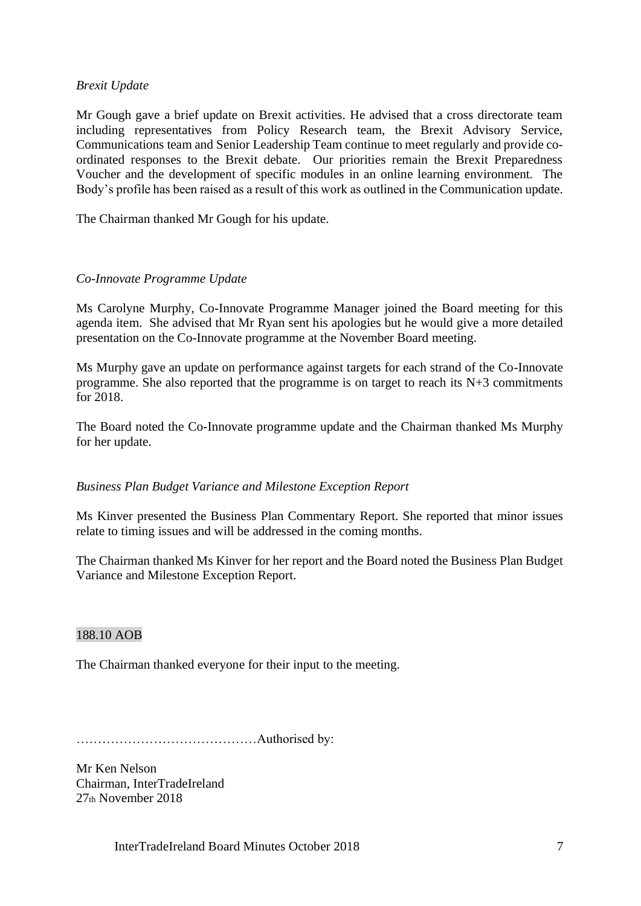*Brexit Update*

Mr Gough gave a brief update on Brexit activities. He advised that a cross directorate team including representatives from Policy Research team, the Brexit Advisory Service, Communications team and Senior Leadership Team continue to meet regularly and provide co-ordinated responses to the Brexit debate. Our priorities remain the Brexit Preparedness Voucher and the development of specific modules in an online learning environment. The Body's profile has been raised as a result of this work as outlined in the Communication update.

The Chairman thanked Mr Gough for his update.

*Co-Innovate Programme Update*

Ms Carolyne Murphy, Co-Innovate Programme Manager joined the Board meeting for this agenda item. She advised that Mr Ryan sent his apologies but he would give a more detailed presentation on the Co-Innovate programme at the November Board meeting.

Ms Murphy gave an update on performance against targets for each strand of the Co-Innovate programme. She also reported that the programme is on target to reach its N+3 commitments for 2018.

The Board noted the Co-Innovate programme update and the Chairman thanked Ms Murphy for her update.

*Business Plan Budget Variance and Milestone Exception Report*

Ms Kinver presented the Business Plan Commentary Report. She reported that minor issues relate to timing issues and will be addressed in the coming months.

The Chairman thanked Ms Kinver for her report and the Board noted the Business Plan Budget Variance and Milestone Exception Report.

188.10 AOB

The Chairman thanked everyone for their input to the meeting.

……………………………………Authorised by:

Mr Ken Nelson
Chairman, InterTradeIreland
27th November 2018